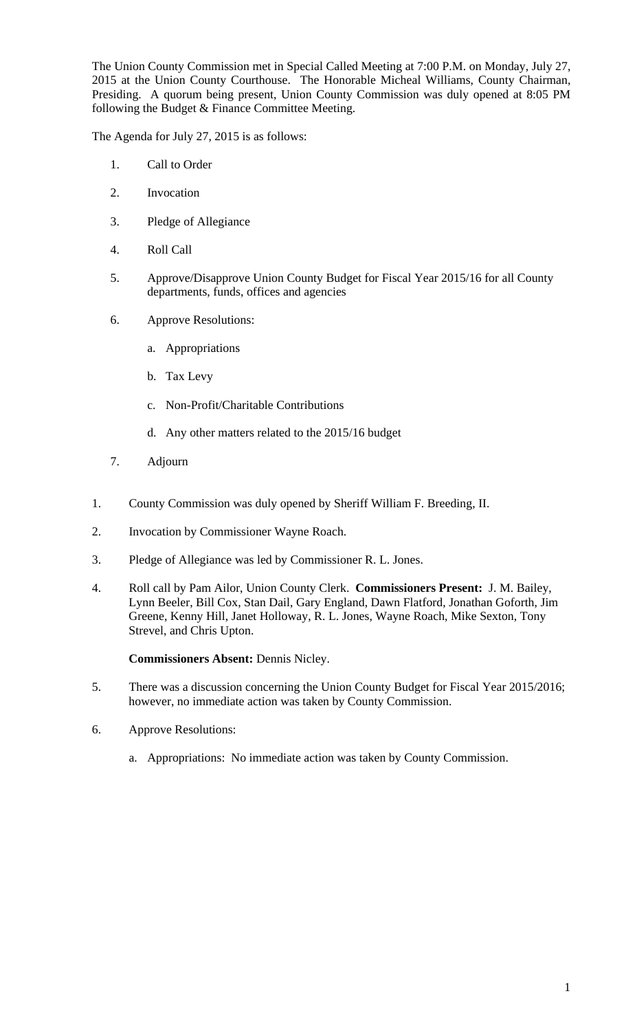The Union County Commission met in Special Called Meeting at 7:00 P.M. on Monday, July 27, 2015 at the Union County Courthouse. The Honorable Micheal Williams, County Chairman, Presiding. A quorum being present, Union County Commission was duly opened at 8:05 PM following the Budget & Finance Committee Meeting.

The Agenda for July 27, 2015 is as follows:

1. Call to Order
2. Invocation
3. Pledge of Allegiance
4. Roll Call
5. Approve/Disapprove Union County Budget for Fiscal Year 2015/16 for all County departments, funds, offices and agencies
6. Approve Resolutions:
   a. Appropriations
   b. Tax Levy
   c. Non-Profit/Charitable Contributions
   d. Any other matters related to the 2015/16 budget
7. Adjourn

1. County Commission was duly opened by Sheriff William F. Breeding, II.
2. Invocation by Commissioner Wayne Roach.
3. Pledge of Allegiance was led by Commissioner R. L. Jones.
4. Roll call by Pam Ailor, Union County Clerk. **Commissioners Present:** J. M. Bailey, Lynn Beeler, Bill Cox, Stan Dail, Gary England, Dawn Flatford, Jonathan Goforth, Jim Greene, Kenny Hill, Janet Holloway, R. L. Jones, Wayne Roach, Mike Sexton, Tony Strevel, and Chris Upton.

   **Commissioners Absent:** Dennis Nicley.
5. There was a discussion concerning the Union County Budget for Fiscal Year 2015/2016; however, no immediate action was taken by County Commission.
6. Approve Resolutions:
   a. Appropriations: No immediate action was taken by County Commission.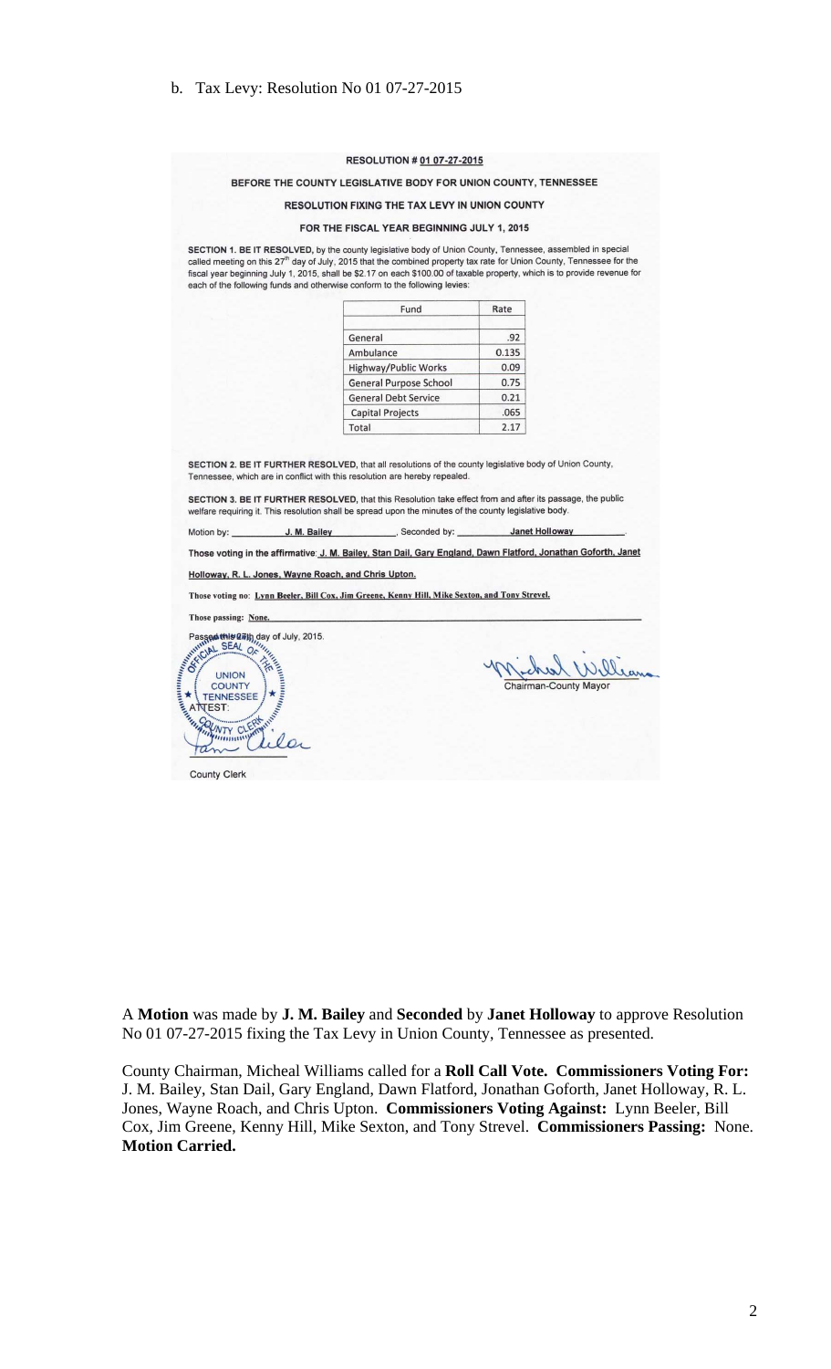b. Tax Levy: Resolution No 01 07-27-2015

**RESOLUTION # 01 07-27-2015**

**BEFORE THE COUNTY LEGISLATIVE BODY FOR UNION COUNTY, TENNESSEE**

**RESOLUTION FIXING THE TAX LEVY IN UNION COUNTY**

**FOR THE FISCAL YEAR BEGINNING JULY 1, 2015**

**SECTION 1. BE IT RESOLVED,** by the county legislative body of Union County, Tennessee, assembled in special called meeting on this 27th day of July, 2015 that the combined property tax rate for Union County, Tennessee for the fiscal year beginning July 1, 2015, shall be $2.17 on each $100.00 of taxable property, which is to provide revenue for each of the following funds and otherwise conform to the following levies:

| Fund | Rate |
|---|---|
| | |
| General | .92 |
| Ambulance | 0.135 |
| Highway/Public Works | 0.09 |
| General Purpose School | 0.75 |
| General Debt Service | 0.21 |
| Capital Projects | .065 |
| Total | 2.17 |

**SECTION 2. BE IT FURTHER RESOLVED,** that all resolutions of the county legislative body of Union County, Tennessee, which are in conflict with this resolution are hereby repealed.

**SECTION 3. BE IT FURTHER RESOLVED,** that this Resolution take effect from and after its passage, the public welfare requiring it. This resolution shall be spread upon the minutes of the county legislative body.

Motion by: **J. M. Bailey**, Seconded by: **Janet Holloway**.

**Those voting in the affirmative: J. M. Bailey, Stan Dail, Gary England, Dawn Flatford, Jonathan Goforth, Janet Holloway, R. L. Jones, Wayne Roach, and Chris Upton.**

**Those voting no: Lynn Beeler, Bill Cox, Jim Greene, Kenny Hill, Mike Sexton, and Tony Strevel.**

**Those passing: None.**

Passed this 27th day of July, 2015.

OFFICIAL SEAL OF THE UNION COUNTY TENNESSEE COUNTY CLERK

Michael Williams
Chairman-County Mayor

ATTEST:

Tam Ailor
County Clerk

A **Motion** was made by **J. M. Bailey** and **Seconded** by **Janet Holloway** to approve Resolution No 01 07-27-2015 fixing the Tax Levy in Union County, Tennessee as presented.

County Chairman, Micheal Williams called for a **Roll Call Vote. Commissioners Voting For:** J. M. Bailey, Stan Dail, Gary England, Dawn Flatford, Jonathan Goforth, Janet Holloway, R. L. Jones, Wayne Roach, and Chris Upton. **Commissioners Voting Against:** Lynn Beeler, Bill Cox, Jim Greene, Kenny Hill, Mike Sexton, and Tony Strevel. **Commissioners Passing:** None. **Motion Carried.**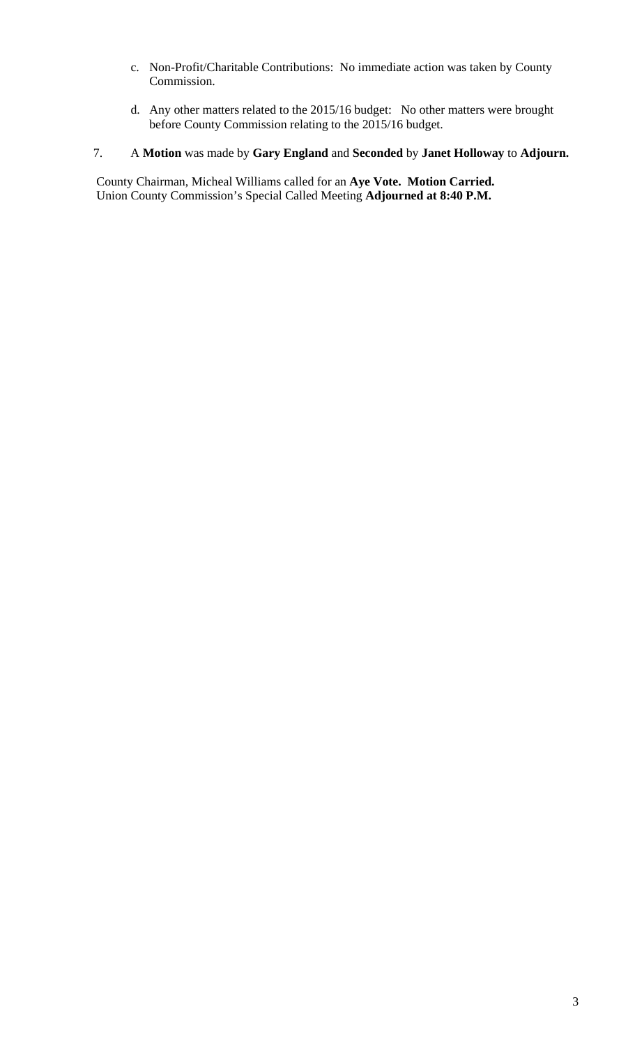c. Non-Profit/Charitable Contributions: No immediate action was taken by County Commission.

d. Any other matters related to the 2015/16 budget: No other matters were brought before County Commission relating to the 2015/16 budget.

7. A **Motion** was made by **Gary England** and **Seconded** by **Janet Holloway** to **Adjourn.**

County Chairman, Micheal Williams called for an **Aye Vote. Motion Carried.**
Union County Commission's Special Called Meeting **Adjourned at 8:40 P.M.**